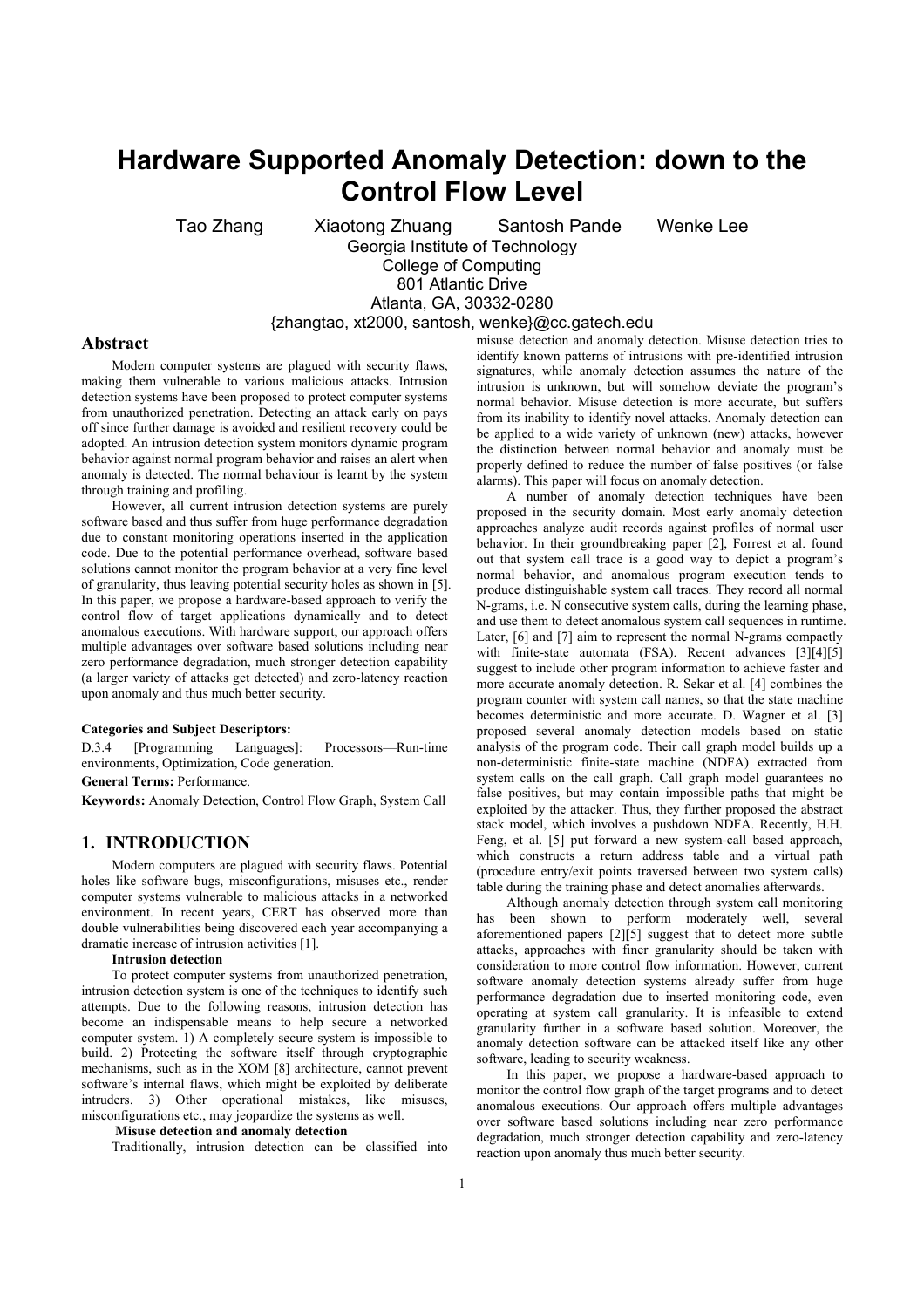# Hardware Supported Anomaly Detection: down to the Control Flow Level

Tao Zhang Xiaotong Zhuang Santosh Pande Wenke Lee

Georgia Institute of Technology
College of Computing
801 Atlantic Drive
Atlanta, GA, 30332-0280
{zhangtao, xt2000, santosh, wenke}@cc.gatech.edu

## Abstract

Modern computer systems are plagued with security flaws, making them vulnerable to various malicious attacks. Intrusion detection systems have been proposed to protect computer systems from unauthorized penetration. Detecting an attack early on pays off since further damage is avoided and resilient recovery could be adopted. An intrusion detection system monitors dynamic program behavior against normal program behavior and raises an alert when anomaly is detected. The normal behaviour is learnt by the system through training and profiling.

However, all current intrusion detection systems are purely software based and thus suffer from huge performance degradation due to constant monitoring operations inserted in the application code. Due to the potential performance overhead, software based solutions cannot monitor the program behavior at a very fine level of granularity, thus leaving potential security holes as shown in [5]. In this paper, we propose a hardware-based approach to verify the control flow of target applications dynamically and to detect anomalous executions. With hardware support, our approach offers multiple advantages over software based solutions including near zero performance degradation, much stronger detection capability (a larger variety of attacks get detected) and zero-latency reaction upon anomaly and thus much better security.

**Categories and Subject Descriptors:**

D.3.4 [Programming Languages]: Processors—Run-time environments, Optimization, Code generation.

**General Terms:** Performance.

**Keywords:** Anomaly Detection, Control Flow Graph, System Call

## 1. INTRODUCTION

Modern computers are plagued with security flaws. Potential holes like software bugs, misconfigurations, misuses etc., render computer systems vulnerable to malicious attacks in a networked environment. In recent years, CERT has observed more than double vulnerabilities being discovered each year accompanying a dramatic increase of intrusion activities [1].

**Intrusion detection**

To protect computer systems from unauthorized penetration, intrusion detection system is one of the techniques to identify such attempts. Due to the following reasons, intrusion detection has become an indispensable means to help secure a networked computer system. 1) A completely secure system is impossible to build. 2) Protecting the software itself through cryptographic mechanisms, such as in the XOM [8] architecture, cannot prevent software's internal flaws, which might be exploited by deliberate intruders. 3) Other operational mistakes, like misuses, misconfigurations etc., may jeopardize the systems as well.

**Misuse detection and anomaly detection**

Traditionally, intrusion detection can be classified into misuse detection and anomaly detection. Misuse detection tries to identify known patterns of intrusions with pre-identified intrusion signatures, while anomaly detection assumes the nature of the intrusion is unknown, but will somehow deviate the program's normal behavior. Misuse detection is more accurate, but suffers from its inability to identify novel attacks. Anomaly detection can be applied to a wide variety of unknown (new) attacks, however the distinction between normal behavior and anomaly must be properly defined to reduce the number of false positives (or false alarms). This paper will focus on anomaly detection.

A number of anomaly detection techniques have been proposed in the security domain. Most early anomaly detection approaches analyze audit records against profiles of normal user behavior. In their groundbreaking paper [2], Forrest et al. found out that system call trace is a good way to depict a program's normal behavior, and anomalous program execution tends to produce distinguishable system call traces. They record all normal N-grams, i.e. N consecutive system calls, during the learning phase, and use them to detect anomalous system call sequences in runtime. Later, [6] and [7] aim to represent the normal N-grams compactly with finite-state automata (FSA). Recent advances [3][4][5] suggest to include other program information to achieve faster and more accurate anomaly detection. R. Sekar et al. [4] combines the program counter with system call names, so that the state machine becomes deterministic and more accurate. D. Wagner et al. [3] proposed several anomaly detection models based on static analysis of the program code. Their call graph model builds up a non-deterministic finite-state machine (NDFA) extracted from system calls on the call graph. Call graph model guarantees no false positives, but may contain impossible paths that might be exploited by the attacker. Thus, they further proposed the abstract stack model, which involves a pushdown NDFA. Recently, H.H. Feng, et al. [5] put forward a new system-call based approach, which constructs a return address table and a virtual path (procedure entry/exit points traversed between two system calls) table during the training phase and detect anomalies afterwards.

Although anomaly detection through system call monitoring has been shown to perform moderately well, several aforementioned papers [2][5] suggest that to detect more subtle attacks, approaches with finer granularity should be taken with consideration to more control flow information. However, current software anomaly detection systems already suffer from huge performance degradation due to inserted monitoring code, even operating at system call granularity. It is infeasible to extend granularity further in a software based solution. Moreover, the anomaly detection software can be attacked itself like any other software, leading to security weakness.

In this paper, we propose a hardware-based approach to monitor the control flow graph of the target programs and to detect anomalous executions. Our approach offers multiple advantages over software based solutions including near zero performance degradation, much stronger detection capability and zero-latency reaction upon anomaly thus much better security.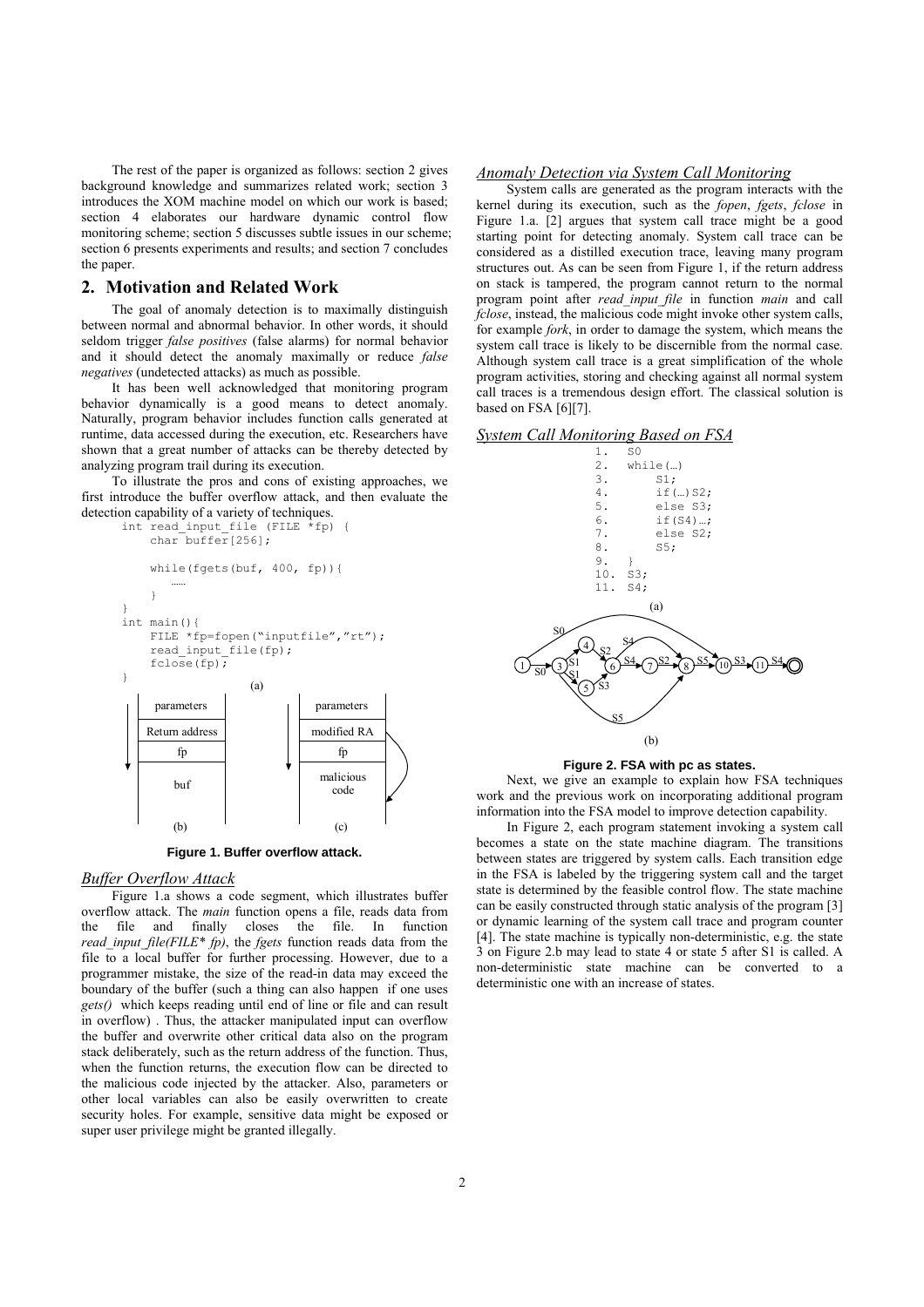The rest of the paper is organized as follows: section 2 gives background knowledge and summarizes related work; section 3 introduces the XOM machine model on which our work is based; section 4 elaborates our hardware dynamic control flow monitoring scheme; section 5 discusses subtle issues in our scheme; section 6 presents experiments and results; and section 7 concludes the paper.

## 2. Motivation and Related Work

The goal of anomaly detection is to maximally distinguish between normal and abnormal behavior. In other words, it should seldom trigger *false positives* (false alarms) for normal behavior and it should detect the anomaly maximally or reduce *false negatives* (undetected attacks) as much as possible.

It has been well acknowledged that monitoring program behavior dynamically is a good means to detect anomaly. Naturally, program behavior includes function calls generated at runtime, data accessed during the execution, etc. Researchers have shown that a great number of attacks can be thereby detected by analyzing program trail during its execution.

To illustrate the pros and cons of existing approaches, we first introduce the buffer overflow attack, and then evaluate the detection capability of a variety of techniques.

```
int read_input_file (FILE *fp) {
    char buffer[256];

    while(fgets(buf, 400, fp)){
        ……
    }
}
int main(){
    FILE *fp=fopen("inputfile","rt");
    read_input_file(fp);
    fclose(fp);
}
```

(a)

| parameters |
|---|
| Return address |
| fp |
| buf |

(b)

| parameters |
|---|
| modified RA |
| fp |
| malicious code |

(c)

**Figure 1. Buffer overflow attack.**

### *Buffer Overflow Attack*

Figure 1.a shows a code segment, which illustrates buffer overflow attack. The *main* function opens a file, reads data from the file and finally closes the file. In function *read_input_file(FILE\* fp)*, the *fgets* function reads data from the file to a local buffer for further processing. However, due to a programmer mistake, the size of the read-in data may exceed the boundary of the buffer (such a thing can also happen if one uses *gets()* which keeps reading until end of line or file and can result in overflow) . Thus, the attacker manipulated input can overflow the buffer and overwrite other critical data also on the program stack deliberately, such as the return address of the function. Thus, when the function returns, the execution flow can be directed to the malicious code injected by the attacker. Also, parameters or other local variables can also be easily overwritten to create security holes. For example, sensitive data might be exposed or super user privilege might be granted illegally.

### *Anomaly Detection via System Call Monitoring*

System calls are generated as the program interacts with the kernel during its execution, such as the *fopen*, *fgets*, *fclose* in Figure 1.a. [2] argues that system call trace might be a good starting point for detecting anomaly. System call trace can be considered as a distilled execution trace, leaving many program structures out. As can be seen from Figure 1, if the return address on stack is tampered, the program cannot return to the normal program point after *read_input_file* in function *main* and call *fclose*, instead, the malicious code might invoke other system calls, for example *fork*, in order to damage the system, which means the system call trace is likely to be discernible from the normal case. Although system call trace is a great simplification of the whole program activities, storing and checking against all normal system call traces is a tremendous design effort. The classical solution is based on FSA [6][7].

### *System Call Monitoring Based on FSA*

```
1.  S0
2.  while(…)
3.      S1;
4.      if(…)S2;
5.      else S3;
6.      if(S4)…;
7.      else S2;
8.      S5;
9.  }
10. S3;
11. S4;
```

(a)

(b)

**Figure 2. FSA with pc as states.**

Next, we give an example to explain how FSA techniques work and the previous work on incorporating additional program information into the FSA model to improve detection capability.

In Figure 2, each program statement invoking a system call becomes a state on the state machine diagram. The transitions between states are triggered by system calls. Each transition edge in the FSA is labeled by the triggering system call and the target state is determined by the feasible control flow. The state machine can be easily constructed through static analysis of the program [3] or dynamic learning of the system call trace and program counter [4]. The state machine is typically non-deterministic, e.g. the state 3 on Figure 2.b may lead to state 4 or state 5 after S1 is called. A non-deterministic state machine can be converted to a deterministic one with an increase of states.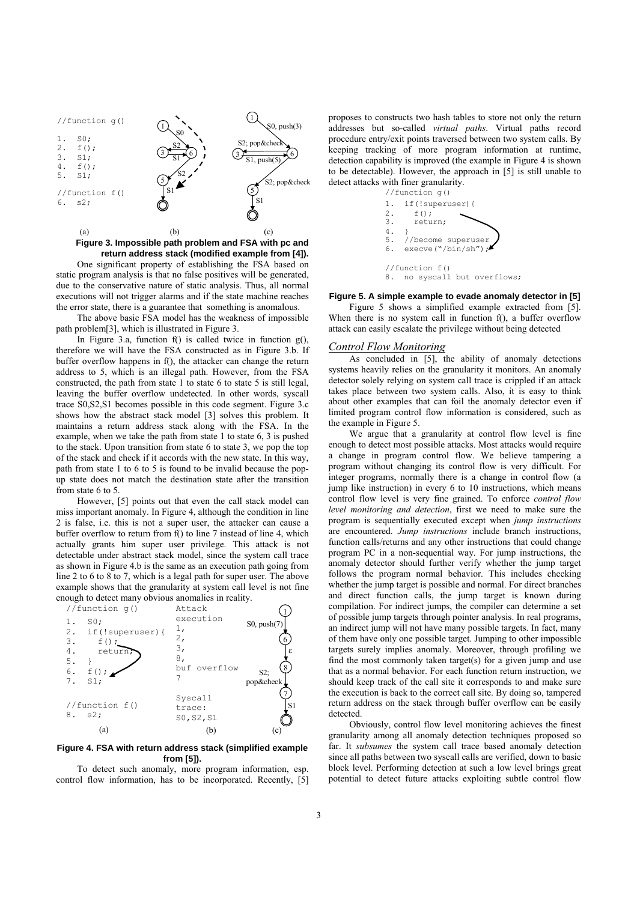```
//function g()

1.  S0;
2.  f();
3.  S1;
4.  f();
5.  S1;

//function f()
6.  s2;
```

**Figure 3. Impossible path problem and FSA with pc and return address stack (modified example from [4]).**

One significant property of establishing the FSA based on static program analysis is that no false positives will be generated, due to the conservative nature of static analysis. Thus, all normal executions will not trigger alarms and if the state machine reaches the error state, there is a guarantee that something is anomalous.

The above basic FSA model has the weakness of impossible path problem[3], which is illustrated in Figure 3.

In Figure 3.a, function f() is called twice in function g(), therefore we will have the FSA constructed as in Figure 3.b. If buffer overflow happens in f(), the attacker can change the return address to 5, which is an illegal path. However, from the FSA constructed, the path from state 1 to state 6 to state 5 is still legal, leaving the buffer overflow undetected. In other words, syscall trace S0,S2,S1 becomes possible in this code segment. Figure 3.c shows how the abstract stack model [3] solves this problem. It maintains a return address stack along with the FSA. In the example, when we take the path from state 1 to state 6, 3 is pushed to the stack. Upon transition from state 6 to state 3, we pop the top of the stack and check if it accords with the new state. In this way, path from state 1 to 6 to 5 is found to be invalid because the pop-up state does not match the destination state after the transition from state 6 to 5.

However, [5] points out that even the call stack model can miss important anomaly. In Figure 4, although the condition in line 2 is false, i.e. this is not a super user, the attacker can cause a buffer overflow to return from f() to line 7 instead of line 4, which actually grants him super user privilege. This attack is not detectable under abstract stack model, since the system call trace as shown in Figure 4.b is the same as an execution path going from line 2 to 6 to 8 to 7, which is a legal path for super user. The above example shows that the granularity at system call level is not fine enough to detect many obvious anomalies in reality.

```
//function g()
1.  S0;
2.  if(!superuser){
3.    f();
4.    return;
5.  }
6.  f();
7.  S1;

//function f()
8.  s2;
```

```
Attack
execution
1,
2,
3,
8,
buf overflow
7

Syscall
trace:
S0,S2,S1
```

**Figure 4. FSA with return address stack (simplified example from [5]).**

To detect such anomaly, more program information, esp. control flow information, has to be incorporated. Recently, [5] proposes to constructs two hash tables to store not only the return addresses but so-called *virtual paths*. Virtual paths record procedure entry/exit points traversed between two system calls. By keeping tracking of more program information at runtime, detection capability is improved (the example in Figure 4 is shown to be detectable). However, the approach in [5] is still unable to detect attacks with finer granularity.

```
//function g()
1.  if(!superuser){
2.    f();
3.    return;
4.  }
5.  //become superuser
6.  execve("/bin/sh");

//function f()
8.  no syscall but overflows;
```

**Figure 5. A simple example to evade anomaly detector in [5]**

Figure 5 shows a simplified example extracted from [5]. When there is no system call in function f(), a buffer overflow attack can easily escalate the privilege without being detected

## *Control Flow Monitoring*

As concluded in [5], the ability of anomaly detections systems heavily relies on the granularity it monitors. An anomaly detector solely relying on system call trace is crippled if an attack takes place between two system calls. Also, it is easy to think about other examples that can foil the anomaly detector even if limited program control flow information is considered, such as the example in Figure 5.

We argue that a granularity at control flow level is fine enough to detect most possible attacks. Most attacks would require a change in program control flow. We believe tampering a program without changing its control flow is very difficult. For integer programs, normally there is a change in control flow (a jump like instruction) in every 6 to 10 instructions, which means control flow level is very fine grained. To enforce *control flow level monitoring and detection*, first we need to make sure the program is sequentially executed except when *jump instructions* are encountered. *Jump instructions* include branch instructions, function calls/returns and any other instructions that could change program PC in a non-sequential way. For jump instructions, the anomaly detector should further verify whether the jump target follows the program normal behavior. This includes checking whether the jump target is possible and normal. For direct branches and direct function calls, the jump target is known during compilation. For indirect jumps, the compiler can determine a set of possible jump targets through pointer analysis. In real programs, an indirect jump will not have many possible targets. In fact, many of them have only one possible target. Jumping to other impossible targets surely implies anomaly. Moreover, through profiling we find the most commonly taken target(s) for a given jump and use that as a normal behavior. For each function return instruction, we should keep track of the call site it corresponds to and make sure the execution is back to the correct call site. By doing so, tampered return address on the stack through buffer overflow can be easily detected.

Obviously, control flow level monitoring achieves the finest granularity among all anomaly detection techniques proposed so far. It *subsumes* the system call trace based anomaly detection since all paths between two syscall calls are verified, down to basic block level. Performing detection at such a low level brings great potential to detect future attacks exploiting subtle control flow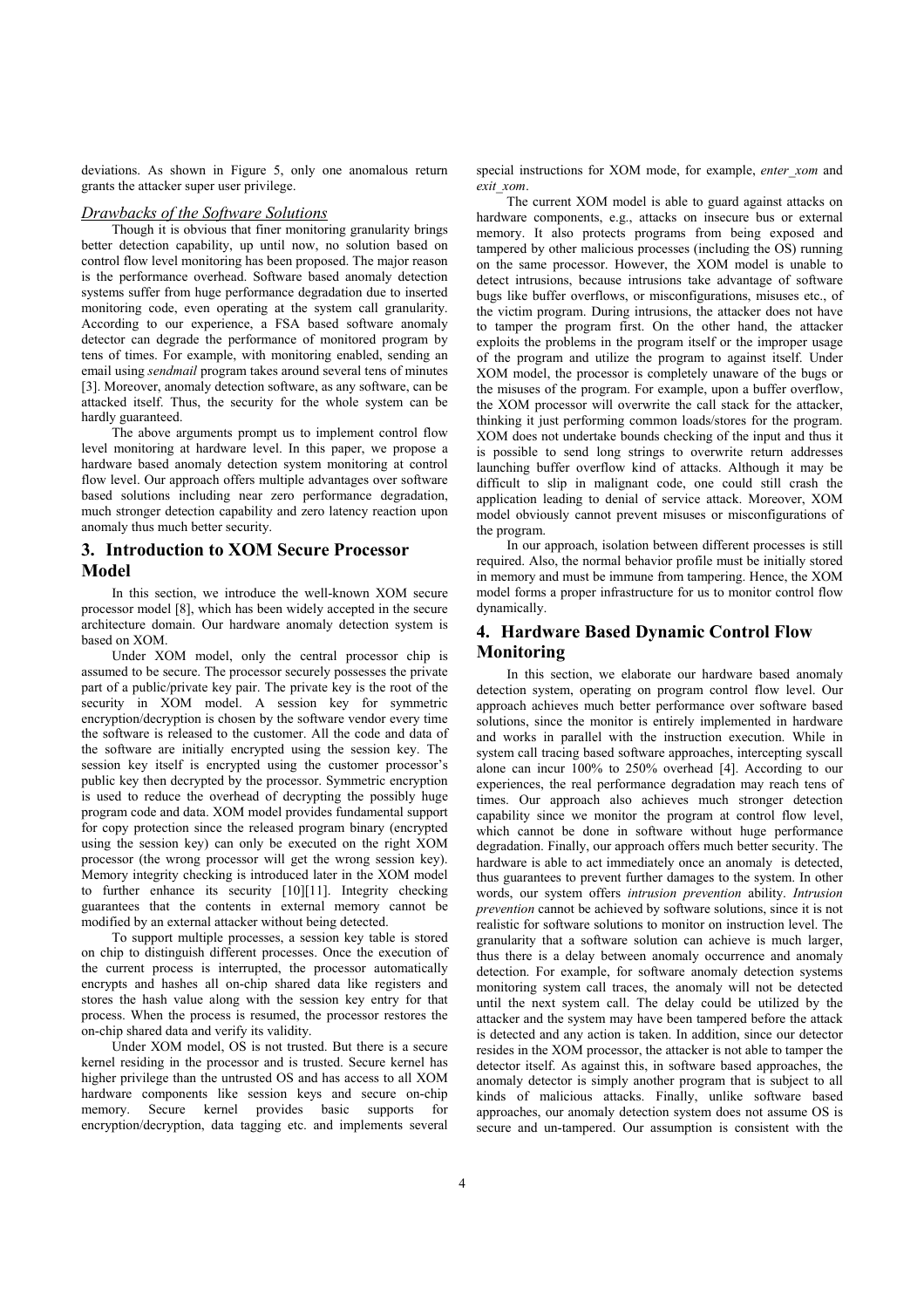deviations. As shown in Figure 5, only one anomalous return grants the attacker super user privilege.

### *Drawbacks of the Software Solutions*

Though it is obvious that finer monitoring granularity brings better detection capability, up until now, no solution based on control flow level monitoring has been proposed. The major reason is the performance overhead. Software based anomaly detection systems suffer from huge performance degradation due to inserted monitoring code, even operating at the system call granularity. According to our experience, a FSA based software anomaly detector can degrade the performance of monitored program by tens of times. For example, with monitoring enabled, sending an email using *sendmail* program takes around several tens of minutes [3]. Moreover, anomaly detection software, as any software, can be attacked itself. Thus, the security for the whole system can be hardly guaranteed.

The above arguments prompt us to implement control flow level monitoring at hardware level. In this paper, we propose a hardware based anomaly detection system monitoring at control flow level. Our approach offers multiple advantages over software based solutions including near zero performance degradation, much stronger detection capability and zero latency reaction upon anomaly thus much better security.

## 3. Introduction to XOM Secure Processor Model

In this section, we introduce the well-known XOM secure processor model [8], which has been widely accepted in the secure architecture domain. Our hardware anomaly detection system is based on XOM.

Under XOM model, only the central processor chip is assumed to be secure. The processor securely possesses the private part of a public/private key pair. The private key is the root of the security in XOM model. A session key for symmetric encryption/decryption is chosen by the software vendor every time the software is released to the customer. All the code and data of the software are initially encrypted using the session key. The session key itself is encrypted using the customer processor's public key then decrypted by the processor. Symmetric encryption is used to reduce the overhead of decrypting the possibly huge program code and data. XOM model provides fundamental support for copy protection since the released program binary (encrypted using the session key) can only be executed on the right XOM processor (the wrong processor will get the wrong session key). Memory integrity checking is introduced later in the XOM model to further enhance its security [10][11]. Integrity checking guarantees that the contents in external memory cannot be modified by an external attacker without being detected.

To support multiple processes, a session key table is stored on chip to distinguish different processes. Once the execution of the current process is interrupted, the processor automatically encrypts and hashes all on-chip shared data like registers and stores the hash value along with the session key entry for that process. When the process is resumed, the processor restores the on-chip shared data and verify its validity.

Under XOM model, OS is not trusted. But there is a secure kernel residing in the processor and is trusted. Secure kernel has higher privilege than the untrusted OS and has access to all XOM hardware components like session keys and secure on-chip memory. Secure kernel provides basic supports for encryption/decryption, data tagging etc. and implements several special instructions for XOM mode, for example, *enter_xom* and *exit_xom*.

The current XOM model is able to guard against attacks on hardware components, e.g., attacks on insecure bus or external memory. It also protects programs from being exposed and tampered by other malicious processes (including the OS) running on the same processor. However, the XOM model is unable to detect intrusions, because intrusions take advantage of software bugs like buffer overflows, or misconfigurations, misuses etc., of the victim program. During intrusions, the attacker does not have to tamper the program first. On the other hand, the attacker exploits the problems in the program itself or the improper usage of the program and utilize the program to against itself. Under XOM model, the processor is completely unaware of the bugs or the misuses of the program. For example, upon a buffer overflow, the XOM processor will overwrite the call stack for the attacker, thinking it just performing common loads/stores for the program. XOM does not undertake bounds checking of the input and thus it is possible to send long strings to overwrite return addresses launching buffer overflow kind of attacks. Although it may be difficult to slip in malignant code, one could still crash the application leading to denial of service attack. Moreover, XOM model obviously cannot prevent misuses or misconfigurations of the program.

In our approach, isolation between different processes is still required. Also, the normal behavior profile must be initially stored in memory and must be immune from tampering. Hence, the XOM model forms a proper infrastructure for us to monitor control flow dynamically.

## 4. Hardware Based Dynamic Control Flow Monitoring

In this section, we elaborate our hardware based anomaly detection system, operating on program control flow level. Our approach achieves much better performance over software based solutions, since the monitor is entirely implemented in hardware and works in parallel with the instruction execution. While in system call tracing based software approaches, intercepting syscall alone can incur 100% to 250% overhead [4]. According to our experiences, the real performance degradation may reach tens of times. Our approach also achieves much stronger detection capability since we monitor the program at control flow level, which cannot be done in software without huge performance degradation. Finally, our approach offers much better security. The hardware is able to act immediately once an anomaly is detected, thus guarantees to prevent further damages to the system. In other words, our system offers *intrusion prevention* ability. *Intrusion prevention* cannot be achieved by software solutions, since it is not realistic for software solutions to monitor on instruction level. The granularity that a software solution can achieve is much larger, thus there is a delay between anomaly occurrence and anomaly detection. For example, for software anomaly detection systems monitoring system call traces, the anomaly will not be detected until the next system call. The delay could be utilized by the attacker and the system may have been tampered before the attack is detected and any action is taken. In addition, since our detector resides in the XOM processor, the attacker is not able to tamper the detector itself. As against this, in software based approaches, the anomaly detector is simply another program that is subject to all kinds of malicious attacks. Finally, unlike software based approaches, our anomaly detection system does not assume OS is secure and un-tampered. Our assumption is consistent with the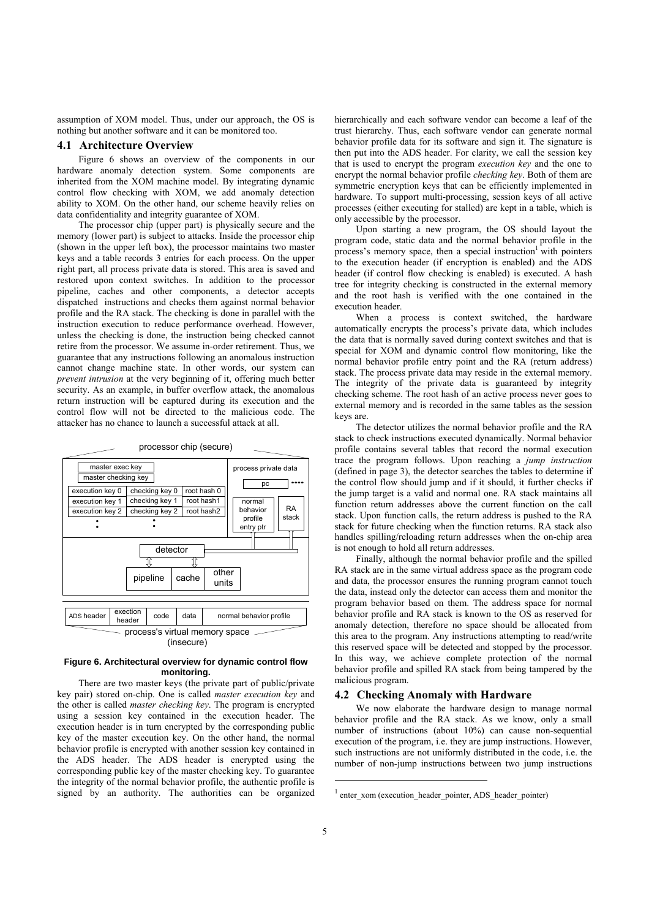assumption of XOM model. Thus, under our approach, the OS is nothing but another software and it can be monitored too.

## 4.1 Architecture Overview

Figure 6 shows an overview of the components in our hardware anomaly detection system. Some components are inherited from the XOM machine model. By integrating dynamic control flow checking with XOM, we add anomaly detection ability to XOM. On the other hand, our scheme heavily relies on data confidentiality and integrity guarantee of XOM.

The processor chip (upper part) is physically secure and the memory (lower part) is subject to attacks. Inside the processor chip (shown in the upper left box), the processor maintains two master keys and a table records 3 entries for each process. On the upper right part, all process private data is stored. This area is saved and restored upon context switches. In addition to the processor pipeline, caches and other components, a detector accepts dispatched instructions and checks them against normal behavior profile and the RA stack. The checking is done in parallel with the instruction execution to reduce performance overhead. However, unless the checking is done, the instruction being checked cannot retire from the processor. We assume in-order retirement. Thus, we guarantee that any instructions following an anomalous instruction cannot change machine state. In other words, our system can *prevent intrusion* at the very beginning of it, offering much better security. As an example, in buffer overflow attack, the anomalous return instruction will be captured during its execution and the control flow will not be directed to the malicious code. The attacker has no chance to launch a successful attack at all.

**Figure 6. Architectural overview for dynamic control flow monitoring.**

There are two master keys (the private part of public/private key pair) stored on-chip. One is called *master execution key* and the other is called *master checking key*. The program is encrypted using a session key contained in the execution header. The execution header is in turn encrypted by the corresponding public key of the master execution key. On the other hand, the normal behavior profile is encrypted with another session key contained in the ADS header. The ADS header is encrypted using the corresponding public key of the master checking key. To guarantee the integrity of the normal behavior profile, the authentic profile is signed by an authority. The authorities can be organized hierarchically and each software vendor can become a leaf of the trust hierarchy. Thus, each software vendor can generate normal behavior profile data for its software and sign it. The signature is then put into the ADS header. For clarity, we call the session key that is used to encrypt the program *execution key* and the one to encrypt the normal behavior profile *checking key*. Both of them are symmetric encryption keys that can be efficiently implemented in hardware. To support multi-processing, session keys of all active processes (either executing for stalled) are kept in a table, which is only accessible by the processor.

Upon starting a new program, the OS should layout the program code, static data and the normal behavior profile in the process's memory space, then a special instruction[1] with pointers to the execution header (if encryption is enabled) and the ADS header (if control flow checking is enabled) is executed. A hash tree for integrity checking is constructed in the external memory and the root hash is verified with the one contained in the execution header.

When a process is context switched, the hardware automatically encrypts the process's private data, which includes the data that is normally saved during context switches and that is special for XOM and dynamic control flow monitoring, like the normal behavior profile entry point and the RA (return address) stack. The process private data may reside in the external memory. The integrity of the private data is guaranteed by integrity checking scheme. The root hash of an active process never goes to external memory and is recorded in the same tables as the session keys are.

The detector utilizes the normal behavior profile and the RA stack to check instructions executed dynamically. Normal behavior profile contains several tables that record the normal execution trace the program follows. Upon reaching a *jump instruction* (defined in page 3), the detector searches the tables to determine if the control flow should jump and if it should, it further checks if the jump target is a valid and normal one. RA stack maintains all function return addresses above the current function on the call stack. Upon function calls, the return address is pushed to the RA stack for future checking when the function returns. RA stack also handles spilling/reloading return addresses when the on-chip area is not enough to hold all return addresses.

Finally, although the normal behavior profile and the spilled RA stack are in the same virtual address space as the program code and data, the processor ensures the running program cannot touch the data, instead only the detector can access them and monitor the program behavior based on them. The address space for normal behavior profile and RA stack is known to the OS as reserved for anomaly detection, therefore no space should be allocated from this area to the program. Any instructions attempting to read/write this reserved space will be detected and stopped by the processor. In this way, we achieve complete protection of the normal behavior profile and spilled RA stack from being tampered by the malicious program.

## 4.2 Checking Anomaly with Hardware

We now elaborate the hardware design to manage normal behavior profile and the RA stack. As we know, only a small number of instructions (about 10%) can cause non-sequential execution of the program, i.e. they are jump instructions. However, such instructions are not uniformly distributed in the code, i.e. the number of non-jump instructions between two jump instructions

[1] enter_xom (execution_header_pointer, ADS_header_pointer)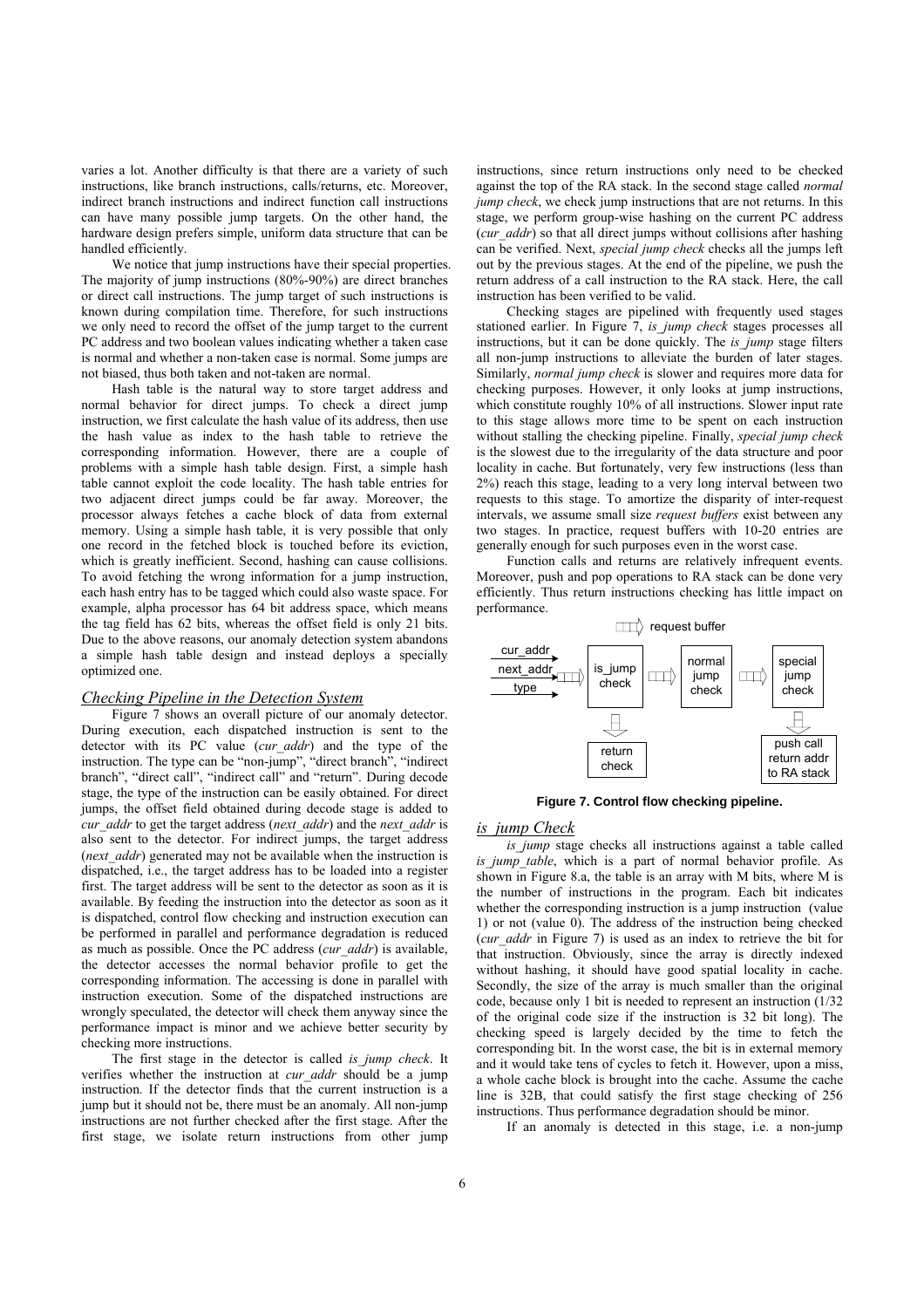varies a lot. Another difficulty is that there are a variety of such instructions, like branch instructions, calls/returns, etc. Moreover, indirect branch instructions and indirect function call instructions can have many possible jump targets. On the other hand, the hardware design prefers simple, uniform data structure that can be handled efficiently.

We notice that jump instructions have their special properties. The majority of jump instructions (80%-90%) are direct branches or direct call instructions. The jump target of such instructions is known during compilation time. Therefore, for such instructions we only need to record the offset of the jump target to the current PC address and two boolean values indicating whether a taken case is normal and whether a non-taken case is normal. Some jumps are not biased, thus both taken and not-taken are normal.

Hash table is the natural way to store target address and normal behavior for direct jumps. To check a direct jump instruction, we first calculate the hash value of its address, then use the hash value as index to the hash table to retrieve the corresponding information. However, there are a couple of problems with a simple hash table design. First, a simple hash table cannot exploit the code locality. The hash table entries for two adjacent direct jumps could be far away. Moreover, the processor always fetches a cache block of data from external memory. Using a simple hash table, it is very possible that only one record in the fetched block is touched before its eviction, which is greatly inefficient. Second, hashing can cause collisions. To avoid fetching the wrong information for a jump instruction, each hash entry has to be tagged which could also waste space. For example, alpha processor has 64 bit address space, which means the tag field has 62 bits, whereas the offset field is only 21 bits. Due to the above reasons, our anomaly detection system abandons a simple hash table design and instead deploys a specially optimized one.

### *Checking Pipeline in the Detection System*

Figure 7 shows an overall picture of our anomaly detector. During execution, each dispatched instruction is sent to the detector with its PC value (*cur_addr*) and the type of the instruction. The type can be "non-jump", "direct branch", "indirect branch", "direct call", "indirect call" and "return". During decode stage, the type of the instruction can be easily obtained. For direct jumps, the offset field obtained during decode stage is added to *cur_addr* to get the target address (*next_addr*) and the *next_addr* is also sent to the detector. For indirect jumps, the target address (*next_addr*) generated may not be available when the instruction is dispatched, i.e., the target address has to be loaded into a register first. The target address will be sent to the detector as soon as it is available. By feeding the instruction into the detector as soon as it is dispatched, control flow checking and instruction execution can be performed in parallel and performance degradation is reduced as much as possible. Once the PC address (*cur_addr*) is available, the detector accesses the normal behavior profile to get the corresponding information. The accessing is done in parallel with instruction execution. Some of the dispatched instructions are wrongly speculated, the detector will check them anyway since the performance impact is minor and we achieve better security by checking more instructions.

The first stage in the detector is called *is_jump check*. It verifies whether the instruction at *cur_addr* should be a jump instruction. If the detector finds that the current instruction is a jump but it should not be, there must be an anomaly. All non-jump instructions are not further checked after the first stage. After the first stage, we isolate return instructions from other jump instructions, since return instructions only need to be checked against the top of the RA stack. In the second stage called *normal jump check*, we check jump instructions that are not returns. In this stage, we perform group-wise hashing on the current PC address (*cur_addr*) so that all direct jumps without collisions after hashing can be verified. Next, *special jump check* checks all the jumps left out by the previous stages. At the end of the pipeline, we push the return address of a call instruction to the RA stack. Here, the call instruction has been verified to be valid.

Checking stages are pipelined with frequently used stages stationed earlier. In Figure 7, *is_jump check* stages processes all instructions, but it can be done quickly. The *is_jump* stage filters all non-jump instructions to alleviate the burden of later stages. Similarly, *normal jump check* is slower and requires more data for checking purposes. However, it only looks at jump instructions, which constitute roughly 10% of all instructions. Slower input rate to this stage allows more time to be spent on each instruction without stalling the checking pipeline. Finally, *special jump check* is the slowest due to the irregularity of the data structure and poor locality in cache. But fortunately, very few instructions (less than 2%) reach this stage, leading to a very long interval between two requests to this stage. To amortize the disparity of inter-request intervals, we assume small size *request buffers* exist between any two stages. In practice, request buffers with 10-20 entries are generally enough for such purposes even in the worst case.

Function calls and returns are relatively infrequent events. Moreover, push and pop operations to RA stack can be done very efficiently. Thus return instructions checking has little impact on performance.

request buffer

cur_addr, next_addr, type → is_jump check → normal jump check → special jump check; is_jump check → return check; special jump check → push call return addr to RA stack

**Figure 7. Control flow checking pipeline.**

### *is_jump Check*

*is_jump* stage checks all instructions against a table called *is_jump_table*, which is a part of normal behavior profile. As shown in Figure 8.a, the table is an array with M bits, where M is the number of instructions in the program. Each bit indicates whether the corresponding instruction is a jump instruction (value 1) or not (value 0). The address of the instruction being checked (*cur_addr* in Figure 7) is used as an index to retrieve the bit for that instruction. Obviously, since the array is directly indexed without hashing, it should have good spatial locality in cache. Secondly, the size of the array is much smaller than the original code, because only 1 bit is needed to represent an instruction (1/32 of the original code size if the instruction is 32 bit long). The checking speed is largely decided by the time to fetch the corresponding bit. In the worst case, the bit is in external memory and it would take tens of cycles to fetch it. However, upon a miss, a whole cache block is brought into the cache. Assume the cache line is 32B, that could satisfy the first stage checking of 256 instructions. Thus performance degradation should be minor.

If an anomaly is detected in this stage, i.e. a non-jump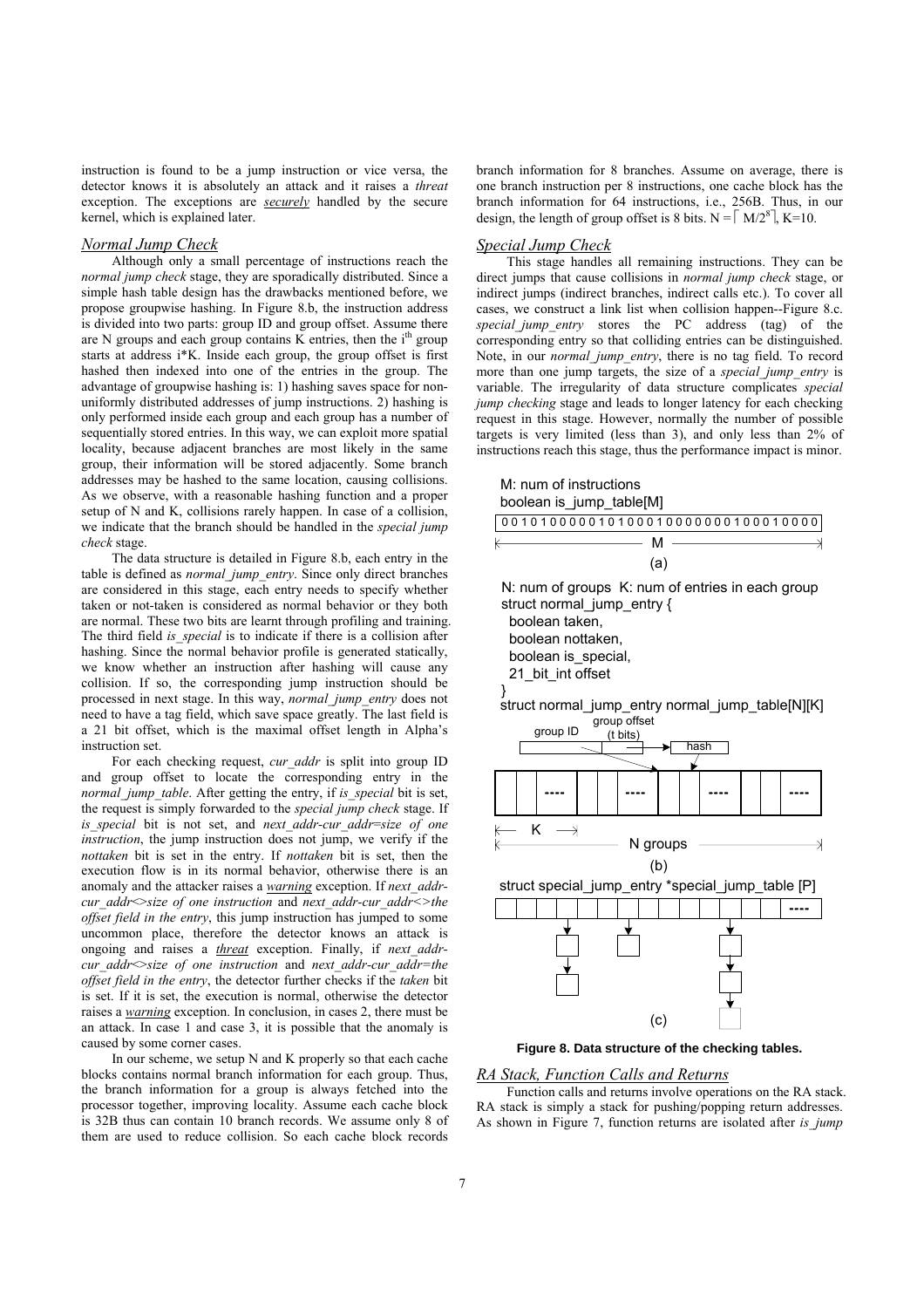instruction is found to be a jump instruction or vice versa, the detector knows it is absolutely an attack and it raises a *threat* exception. The exceptions are ***securely*** handled by the secure kernel, which is explained later.

### *Normal Jump Check*

Although only a small percentage of instructions reach the *normal jump check* stage, they are sporadically distributed. Since a simple hash table design has the drawbacks mentioned before, we propose groupwise hashing. In Figure 8.b, the instruction address is divided into two parts: group ID and group offset. Assume there are N groups and each group contains K entries, then the $i^{th}$ group starts at address i*K. Inside each group, the group offset is first hashed then indexed into one of the entries in the group. The advantage of groupwise hashing is: 1) hashing saves space for non-uniformly distributed addresses of jump instructions. 2) hashing is only performed inside each group and each group has a number of sequentially stored entries. In this way, we can exploit more spatial locality, because adjacent branches are most likely in the same group, their information will be stored adjacently. Some branch addresses may be hashed to the same location, causing collisions. As we observe, with a reasonable hashing function and a proper setup of N and K, collisions rarely happen. In case of a collision, we indicate that the branch should be handled in the *special jump check* stage.

The data structure is detailed in Figure 8.b, each entry in the table is defined as *normal_jump_entry*. Since only direct branches are considered in this stage, each entry needs to specify whether taken or not-taken is considered as normal behavior or they both are normal. These two bits are learnt through profiling and training. The third field *is_special* is to indicate if there is a collision after hashing. Since the normal behavior profile is generated statically, we know whether an instruction after hashing will cause any collision. If so, the corresponding jump instruction should be processed in next stage. In this way, *normal_jump_entry* does not need to have a tag field, which save space greatly. The last field is a 21 bit offset, which is the maximal offset length in Alpha's instruction set.

For each checking request, *cur_addr* is split into group ID and group offset to locate the corresponding entry in the *normal_jump_table*. After getting the entry, if *is_special* bit is set, the request is simply forwarded to the *special jump check* stage. If *is_special* bit is not set, and *next_addr-cur_addr=size of one instruction*, the jump instruction does not jump, we verify if the *nottaken* bit is set in the entry. If *nottaken* bit is set, then the execution flow is in its normal behavior, otherwise there is an anomaly and the attacker raises a ***warning*** exception. If *next_addr-cur_addr<>size of one instruction* and *next_addr-cur_addr<>the offset field in the entry*, this jump instruction has jumped to some uncommon place, therefore the detector knows an attack is ongoing and raises a ***threat*** exception. Finally, if *next_addr-cur_addr<>size of one instruction* and *next_addr-cur_addr=the offset field in the entry*, the detector further checks if the *taken* bit is set. If it is set, the execution is normal, otherwise the detector raises a ***warning*** exception. In conclusion, in cases 2, there must be an attack. In case 1 and case 3, it is possible that the anomaly is caused by some corner cases.

In our scheme, we setup N and K properly so that each cache blocks contains normal branch information for each group. Thus, the branch information for a group is always fetched into the processor together, improving locality. Assume each cache block is 32B thus can contain 10 branch records. We assume only 8 of them are used to reduce collision. So each cache block records branch information for 8 branches. Assume on average, there is one branch instruction per 8 instructions, one cache block has the branch information for 64 instructions, i.e., 256B. Thus, in our design, the length of group offset is 8 bits. $N = \lceil M/2^8 \rceil$, K=10.

### *Special Jump Check*

This stage handles all remaining instructions. They can be direct jumps that cause collisions in *normal jump check* stage, or indirect jumps (indirect branches, indirect calls etc.). To cover all cases, we construct a link list when collision happen--Figure 8.c. *special_jump_entry* stores the PC address (tag) of the corresponding entry so that colliding entries can be distinguished. Note, in our *normal_jump_entry*, there is no tag field. To record more than one jump targets, the size of a *special_jump_entry* is variable. The irregularity of data structure complicates *special jump checking* stage and leads to longer latency for each checking request in this stage. However, normally the number of possible targets is very limited (less than 3), and only less than 2% of instructions reach this stage, thus the performance impact is minor.

M: num of instructions
boolean is_jump_table[M]

0 0 1 0 1 0 0 0 0 0 1 0 1 0 0 0 1 0 0 0 0 0 0 0 0 1 0 0 0 1 0 0 0 0

M

(a)

```
N: num of groups  K: num of entries in each group
struct normal_jump_entry {
  boolean taken,
  boolean nottaken,
  boolean is_special,
  21_bit_int offset
}
struct normal_jump_entry normal_jump_table[N][K]
```

group ID | group offset (t bits) | hash

K | N groups

(b)

```
struct special_jump_entry *special_jump_table [P]
```

(c)

**Figure 8. Data structure of the checking tables.**

### *RA Stack, Function Calls and Returns*

Function calls and returns involve operations on the RA stack. RA stack is simply a stack for pushing/popping return addresses. As shown in Figure 7, function returns are isolated after *is_jump*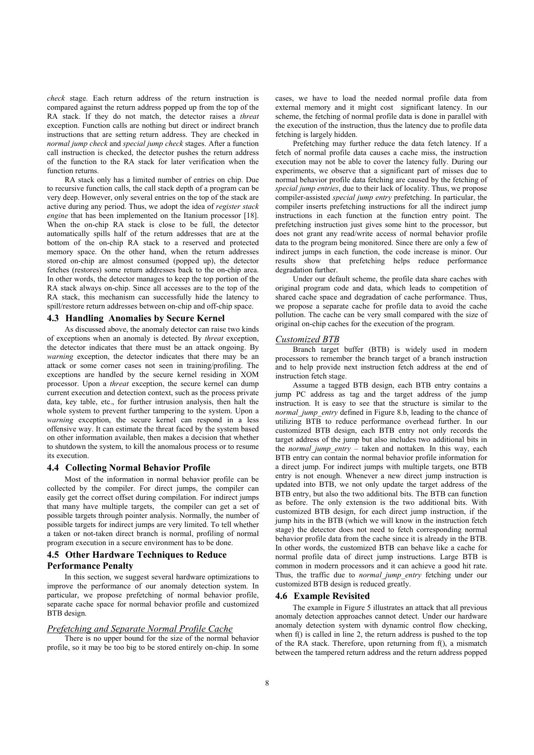*check* stage. Each return address of the return instruction is compared against the return address popped up from the top of the RA stack. If they do not match, the detector raises a *threat* exception. Function calls are nothing but direct or indirect branch instructions that are setting return address. They are checked in *normal jump check* and *special jump check* stages. After a function call instruction is checked, the detector pushes the return address of the function to the RA stack for later verification when the function returns.

RA stack only has a limited number of entries on chip. Due to recursive function calls, the call stack depth of a program can be very deep. However, only several entries on the top of the stack are active during any period. Thus, we adopt the idea of *register stack engine* that has been implemented on the Itanium processor [18]. When the on-chip RA stack is close to be full, the detector automatically spills half of the return addresses that are at the bottom of the on-chip RA stack to a reserved and protected memory space. On the other hand, when the return addresses stored on-chip are almost consumed (popped up), the detector fetches (restores) some return addresses back to the on-chip area. In other words, the detector manages to keep the top portion of the RA stack always on-chip. Since all accesses are to the top of the RA stack, this mechanism can successfully hide the latency to spill/restore return addresses between on-chip and off-chip space.

### 4.3 Handling Anomalies by Secure Kernel

As discussed above, the anomaly detector can raise two kinds of exceptions when an anomaly is detected. By *threat* exception, the detector indicates that there must be an attack ongoing. By *warning* exception, the detector indicates that there may be an attack or some corner cases not seen in training/profiling. The exceptions are handled by the secure kernel residing in XOM processor. Upon a *threat* exception, the secure kernel can dump current execution and detection context, such as the process private data, key table, etc., for further intrusion analysis, then halt the whole system to prevent further tampering to the system. Upon a *warning* exception, the secure kernel can respond in a less offensive way. It can estimate the threat faced by the system based on other information available, then makes a decision that whether to shutdown the system, to kill the anomalous process or to resume its execution.

### 4.4 Collecting Normal Behavior Profile

Most of the information in normal behavior profile can be collected by the compiler. For direct jumps, the compiler can easily get the correct offset during compilation. For indirect jumps that many have multiple targets, the compiler can get a set of possible targets through pointer analysis. Normally, the number of possible targets for indirect jumps are very limited. To tell whether a taken or not-taken direct branch is normal, profiling of normal program execution in a secure environment has to be done.

### 4.5 Other Hardware Techniques to Reduce Performance Penalty

In this section, we suggest several hardware optimizations to improve the performance of our anomaly detection system. In particular, we propose prefetching of normal behavior profile, separate cache space for normal behavior profile and customized BTB design.

#### Prefetching and Separate Normal Profile Cache

There is no upper bound for the size of the normal behavior profile, so it may be too big to be stored entirely on-chip. In some cases, we have to load the needed normal profile data from external memory and it might cost significant latency. In our scheme, the fetching of normal profile data is done in parallel with the execution of the instruction, thus the latency due to profile data fetching is largely hidden.

Prefetching may further reduce the data fetch latency. If a fetch of normal profile data causes a cache miss, the instruction execution may not be able to cover the latency fully. During our experiments, we observe that a significant part of misses due to normal behavior profile data fetching are caused by the fetching of *special jump entries*, due to their lack of locality. Thus, we propose compiler-assisted *special jump entry* prefetching. In particular, the compiler inserts prefetching instructions for all the indirect jump instructions in each function at the function entry point. The prefetching instruction just gives some hint to the processor, but does not grant any read/write access of normal behavior profile data to the program being monitored. Since there are only a few of indirect jumps in each function, the code increase is minor. Our results show that prefetching helps reduce performance degradation further.

Under our default scheme, the profile data share caches with original program code and data, which leads to competition of shared cache space and degradation of cache performance. Thus, we propose a separate cache for profile data to avoid the cache pollution. The cache can be very small compared with the size of original on-chip caches for the execution of the program.

#### Customized BTB

Branch target buffer (BTB) is widely used in modern processors to remember the branch target of a branch instruction and to help provide next instruction fetch address at the end of instruction fetch stage.

Assume a tagged BTB design, each BTB entry contains a jump PC address as tag and the target address of the jump instruction. It is easy to see that the structure is similar to the *normal_jump_entry* defined in Figure 8.b, leading to the chance of utilizing BTB to reduce performance overhead further. In our customized BTB design, each BTB entry not only records the target address of the jump but also includes two additional bits in the *normal_jump_entry* – taken and nottaken*.* In this way, each BTB entry can contain the normal behavior profile information for a direct jump. For indirect jumps with multiple targets, one BTB entry is not enough. Whenever a new direct jump instruction is updated into BTB, we not only update the target address of the BTB entry, but also the two additional bits. The BTB can function as before. The only extension is the two additional bits. With customized BTB design, for each direct jump instruction, if the jump hits in the BTB (which we will know in the instruction fetch stage) the detector does not need to fetch corresponding normal behavior profile data from the cache since it is already in the BTB. In other words, the customized BTB can behave like a cache for normal profile data of direct jump instructions. Large BTB is common in modern processors and it can achieve a good hit rate. Thus, the traffic due to *normal_jump_entry* fetching under our customized BTB design is reduced greatly.

### 4.6 Example Revisited

The example in Figure 5 illustrates an attack that all previous anomaly detection approaches cannot detect. Under our hardware anomaly detection system with dynamic control flow checking, when f() is called in line 2, the return address is pushed to the top of the RA stack. Therefore, upon returning from f(), a mismatch between the tampered return address and the return address popped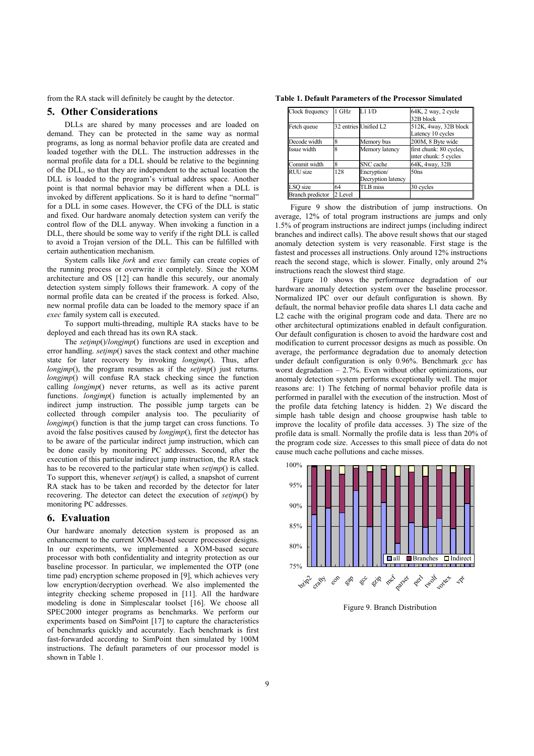from the RA stack will definitely be caught by the detector.

## 5. Other Considerations

DLLs are shared by many processes and are loaded on demand. They can be protected in the same way as normal programs, as long as normal behavior profile data are created and loaded together with the DLL. The instruction addresses in the normal profile data for a DLL should be relative to the beginning of the DLL, so that they are independent to the actual location the DLL is loaded to the program's virtual address space. Another point is that normal behavior may be different when a DLL is invoked by different applications. So it is hard to define "normal" for a DLL in some cases. However, the CFG of the DLL is static and fixed. Our hardware anomaly detection system can verify the control flow of the DLL anyway. When invoking a function in a DLL, there should be some way to verify if the right DLL is called to avoid a Trojan version of the DLL. This can be fulfilled with certain authentication mechanism.

System calls like *fork* and *exec* family can create copies of the running process or overwrite it completely. Since the XOM architecture and OS [12] can handle this securely, our anomaly detection system simply follows their framework. A copy of the normal profile data can be created if the process is forked. Also, new normal profile data can be loaded to the memory space if an *exec* family system call is executed.

To support multi-threading, multiple RA stacks have to be deployed and each thread has its own RA stack.

The *setjmp*()/*longjmp*() functions are used in exception and error handling. *setjmp*() saves the stack context and other machine state for later recovery by invoking *longjmp*(). Thus, after *longjmp*(), the program resumes as if the *setjmp*() just returns. *longjmp*() will confuse RA stack checking since the function calling *longjmp*() never returns, as well as its active parent functions. *longjmp*() function is actually implemented by an indirect jump instruction. The possible jump targets can be collected through compiler analysis too. The peculiarity of *longjmp*() function is that the jump target can cross functions. To avoid the false positives caused by *longjmp*(), first the detector has to be aware of the particular indirect jump instruction, which can be done easily by monitoring PC addresses. Second, after the execution of this particular indirect jump instruction, the RA stack has to be recovered to the particular state when *setjmp*() is called. To support this, whenever *setjmp*() is called, a snapshot of current RA stack has to be taken and recorded by the detector for later recovering. The detector can detect the execution of *setjmp*() by monitoring PC addresses.

## 6. Evaluation

Our hardware anomaly detection system is proposed as an enhancement to the current XOM-based secure processor designs. In our experiments, we implemented a XOM-based secure processor with both confidentiality and integrity protection as our baseline processor. In particular, we implemented the OTP (one time pad) encryption scheme proposed in [9], which achieves very low encryption/decryption overhead. We also implemented the integrity checking scheme proposed in [11]. All the hardware modeling is done in Simplescalar toolset [16]. We choose all SPEC2000 integer programs as benchmarks. We perform our experiments based on SimPoint [17] to capture the characteristics of benchmarks quickly and accurately. Each benchmark is first fast-forwarded according to SimPoint then simulated by 100M instructions. The default parameters of our processor model is shown in Table 1.

**Table 1. Default Parameters of the Processor Simulated**

| | | | |
|---|---|---|---|
| Clock frequency | 1 GHz | L1 I/D | 64K, 2 way, 2 cycle 32B block |
| Fetch queue | 32 entries | Unified L2 | 512K, 4way, 32B block Latency 10 cycles |
| Decode width | 8 | Memory bus | 200M, 8 Byte wide |
| Issue width | 8 | Memory latency | first chunk: 80 cycles, inter chunk: 5 cycles |
| Commit width | 8 | SNC cache | 64K, 4way, 32B |
| RUU size | 128 | Encryption/ Decryption latency | 50ns |
| LSQ size | 64 | TLB miss | 30 cycles |
| Branch predictor | 2 Level | | |

Figure 9 show the distribution of jump instructions. On average, 12% of total program instructions are jumps and only 1.5% of program instructions are indirect jumps (including indirect branches and indirect calls). The above result shows that our staged anomaly detection system is very reasonable. First stage is the fastest and processes all instructions. Only around 12% instructions reach the second stage, which is slower. Finally, only around 2% instructions reach the slowest third stage.

Figure 10 shows the performance degradation of our hardware anomaly detection system over the baseline processor. Normalized IPC over our default configuration is shown. By default, the normal behavior profile data shares L1 data cache and L2 cache with the original program code and data. There are no other architectural optimizations enabled in default configuration. Our default configuration is chosen to avoid the hardware cost and modification to current processor designs as much as possible. On average, the performance degradation due to anomaly detection under default configuration is only 0.96%. Benchmark *gcc* has worst degradation – 2.7%. Even without other optimizations, our anomaly detection system performs exceptionally well. The major reasons are: 1) The fetching of normal behavior profile data is performed in parallel with the execution of the instruction. Most of the profile data fetching latency is hidden. 2) We discard the simple hash table design and choose groupwise hash table to improve the locality of profile data accesses. 3) The size of the profile data is small. Normally the profile data is less than 20% of the program code size. Accesses to this small piece of data do not cause much cache pollutions and cache misses.

Figure 9. Branch Distribution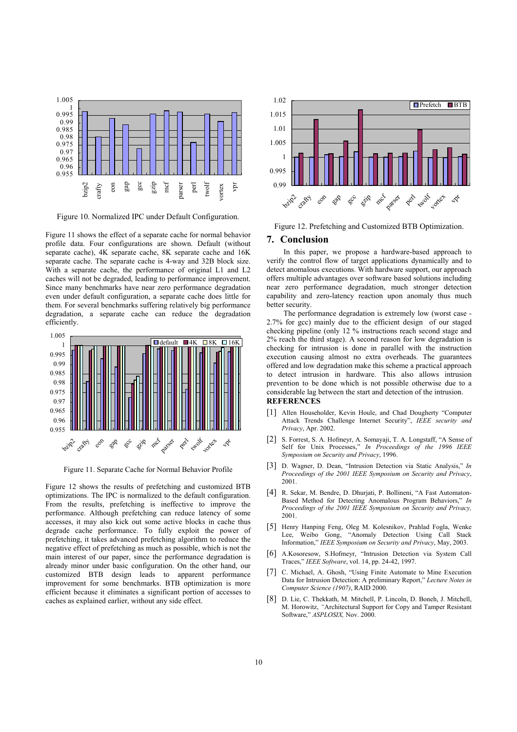Figure 10. Normalized IPC under Default Configuration.

Figure 11 shows the effect of a separate cache for normal behavior profile data. Four configurations are shown. Default (without separate cache), 4K separate cache, 8K separate cache and 16K separate cache. The separate cache is 4-way and 32B block size. With a separate cache, the performance of original L1 and L2 caches will not be degraded, leading to performance improvement. Since many benchmarks have near zero performance degradation even under default configuration, a separate cache does little for them. For several benchmarks suffering relatively big performance degradation, a separate cache can reduce the degradation efficiently.

Figure 11. Separate Cache for Normal Behavior Profile

Figure 12 shows the results of prefetching and customized BTB optimizations. The IPC is normalized to the default configuration. From the results, prefetching is ineffective to improve the performance. Although prefetching can reduce latency of some accesses, it may also kick out some active blocks in cache thus degrade cache performance. To fully exploit the power of prefetching, it takes advanced prefetching algorithm to reduce the negative effect of prefetching as much as possible, which is not the main interest of our paper, since the performance degradation is already minor under basic configuration. On the other hand, our customized BTB design leads to apparent performance improvement for some benchmarks. BTB optimization is more efficient because it eliminates a significant portion of accesses to caches as explained earlier, without any side effect.

Figure 12. Prefetching and Customized BTB Optimization.

## 7. Conclusion

In this paper, we propose a hardware-based approach to verify the control flow of target applications dynamically and to detect anomalous executions. With hardware support, our approach offers multiple advantages over software based solutions including near zero performance degradation, much stronger detection capability and zero-latency reaction upon anomaly thus much better security.

The performance degradation is extremely low (worst case - 2.7% for gcc) mainly due to the efficient design of our staged checking pipeline (only 12 % instructions reach second stage and 2% reach the third stage). A second reason for low degradation is checking for intrusion is done in parallel with the instruction execution causing almost no extra overheads. The guarantees offered and low degradation make this scheme a practical approach to detect intrusion in hardware. This also allows intrusion prevention to be done which is not possible otherwise due to a considerable lag between the start and detection of the intrusion.

**REFERENCES**

[1] Allen Householder, Kevin Houle, and Chad Dougherty "Computer Attack Trends Challenge Internet Security", *IEEE security and Privacy*, Apr. 2002.

[2] S. Forrest, S. A. Hofmeyr, A. Somayaji, T. A. Longstaff, "A Sense of Self for Unix Processes," *In Proceedings of the 1996 IEEE Symposium on Security and Privacy*, 1996.

[3] D. Wagner, D. Dean, "Intrusion Detection via Static Analysis," *In Proceedings of the 2001 IEEE Symposium on Security and Privacy*, 2001.

[4] R. Sekar, M. Bendre, D. Dhurjati, P. Bollineni, "A Fast Automaton-Based Method for Detecting Anomalous Program Behaviors," *In Proceedings of the 2001 IEEE Symposium on Security and Privacy,* 2001.

[5] Henry Hanping Feng, Oleg M. Kolesnikov, Prahlad Fogla, Wenke Lee, Weibo Gong, "Anomaly Detection Using Call Stack Information," *IEEE Symposium on Security and Privacy*, May, 2003.

[6] A.Kosoresow, S.Hofmeyr, "Intrusion Detection via System Call Traces," *IEEE Software*, vol. 14, pp. 24-42, 1997.

[7] C. Michael, A. Ghosh, "Using Finite Automate to Mine Execution Data for Intrusion Detection: A preliminary Report," *Lecture Notes in Computer Science (1907)*, RAID 2000.

[8] D. Lie, C. Thekkath, M. Mitchell, P. Lincoln, D. Boneh, J. Mitchell, M. Horowitz, *"*Architectural Support for Copy and Tamper Resistant Software," *ASPLOSIX,* Nov. 2000.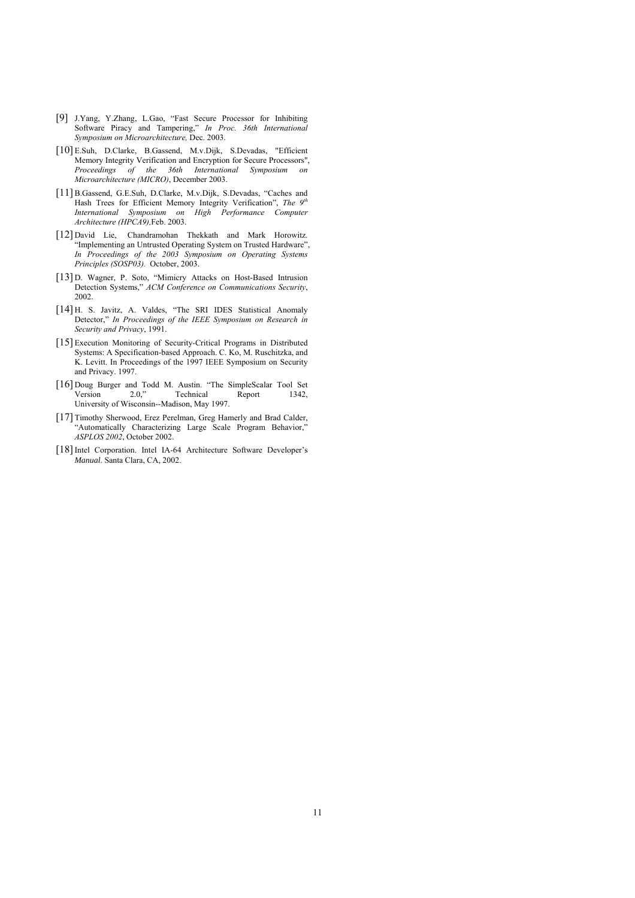[9] J.Yang, Y.Zhang, L.Gao, "Fast Secure Processor for Inhibiting Software Piracy and Tampering," *In Proc. 36th International Symposium on Microarchitecture,* Dec. 2003.

[10] E.Suh, D.Clarke, B.Gassend, M.v.Dijk, S.Devadas, "Efficient Memory Integrity Verification and Encryption for Secure Processors", *Proceedings of the 36th International Symposium on Microarchitecture (MICRO)*, December 2003.

[11] B.Gassend, G.E.Suh, D.Clarke, M.v.Dijk, S.Devadas, "Caches and Hash Trees for Efficient Memory Integrity Verification", *The 9th International Symposium on High Performance Computer Architecture (HPCA9),*Feb. 2003.

[12] David Lie, Chandramohan Thekkath and Mark Horowitz. "Implementing an Untrusted Operating System on Trusted Hardware", *In Proceedings of the 2003 Symposium on Operating Systems Principles (SOSP03).* October, 2003.

[13] D. Wagner, P. Soto, "Mimicry Attacks on Host-Based Intrusion Detection Systems," *ACM Conference on Communications Security*, 2002.

[14] H. S. Javitz, A. Valdes, "The SRI IDES Statistical Anomaly Detector," *In Proceedings of the IEEE Symposium on Research in Security and Privacy*, 1991.

[15] Execution Monitoring of Security-Critical Programs in Distributed Systems: A Specification-based Approach. C. Ko, M. Ruschitzka, and K. Levitt. In Proceedings of the 1997 IEEE Symposium on Security and Privacy. 1997.

[16] Doug Burger and Todd M. Austin. "The SimpleScalar Tool Set Version 2.0," Technical Report 1342, University of Wisconsin--Madison, May 1997.

[17] Timothy Sherwood, Erez Perelman, Greg Hamerly and Brad Calder, "Automatically Characterizing Large Scale Program Behavior," *ASPLOS 2002*, October 2002.

[18] Intel Corporation. Intel IA-64 Architecture Software Developer's *Manual*. Santa Clara, CA, 2002.